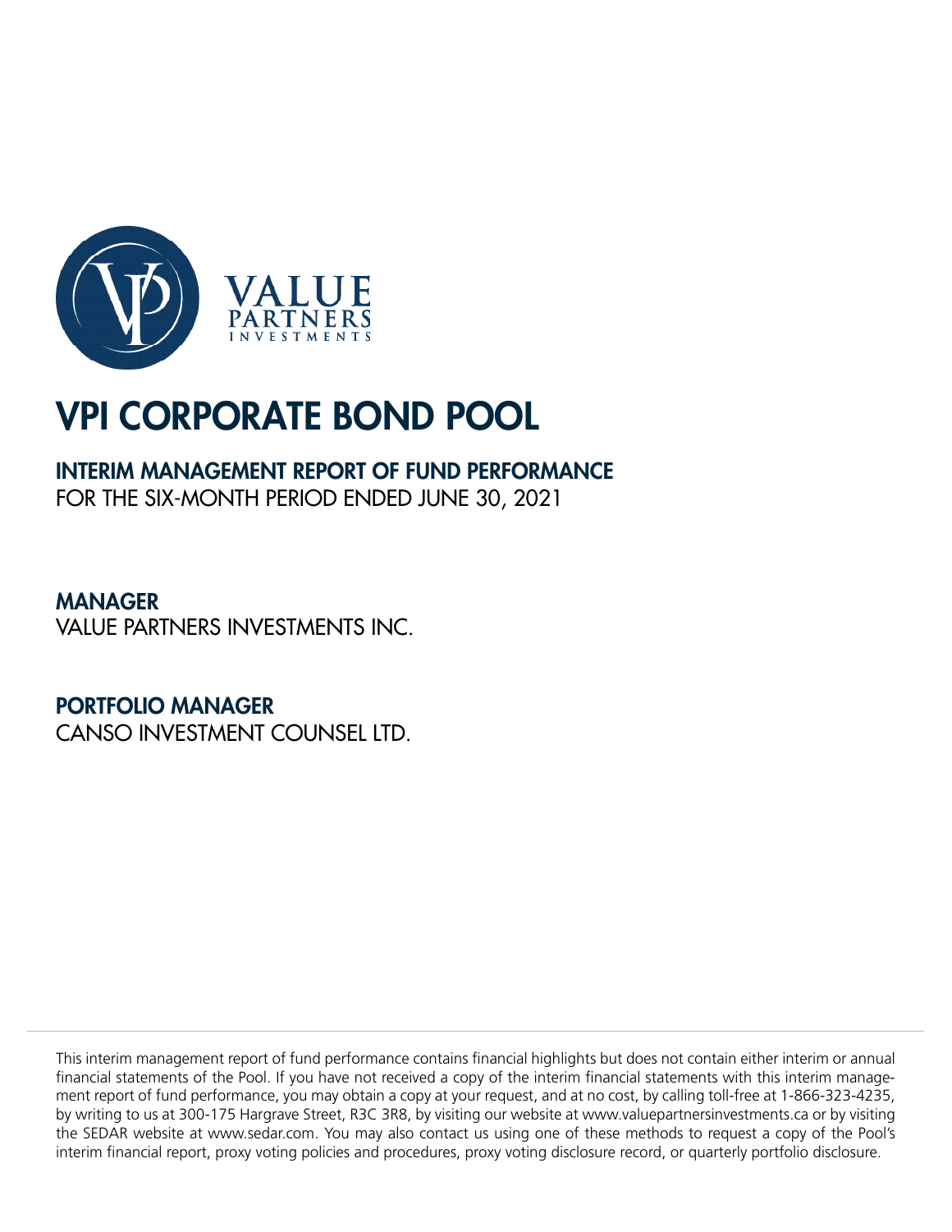VALUE PARTNERS INVESTMENTS

# VPI CORPORATE BOND POOL

## INTERIM MANAGEMENT REPORT OF FUND PERFORMANCE

FOR THE SIX-MONTH PERIOD ENDED JUNE 30, 2021

**MANAGER**

VALUE PARTNERS INVESTMENTS INC.

**PORTFOLIO MANAGER**

CANSO INVESTMENT COUNSEL LTD.

---

This interim management report of fund performance contains financial highlights but does not contain either interim or annual financial statements of the Pool. If you have not received a copy of the interim financial statements with this interim management report of fund performance, you may obtain a copy at your request, and at no cost, by calling toll-free at 1-866-323-4235, by writing to us at 300-175 Hargrave Street, R3C 3R8, by visiting our website at www.valuepartnersinvestments.ca or by visiting the SEDAR website at www.sedar.com. You may also contact us using one of these methods to request a copy of the Pool's interim financial report, proxy voting policies and procedures, proxy voting disclosure record, or quarterly portfolio disclosure.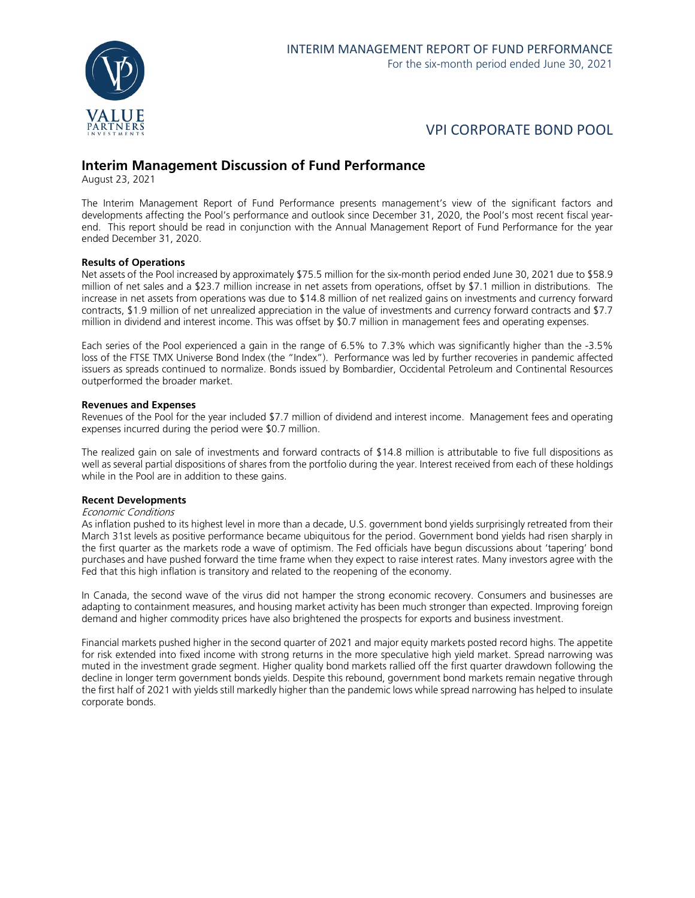# INTERIM MANAGEMENT REPORT OF FUND PERFORMANCE

For the six-month period ended June 30, 2021

# VPI CORPORATE BOND POOL

## Interim Management Discussion of Fund Performance

August 23, 2021

The Interim Management Report of Fund Performance presents management's view of the significant factors and developments affecting the Pool's performance and outlook since December 31, 2020, the Pool's most recent fiscal year-end. This report should be read in conjunction with the Annual Management Report of Fund Performance for the year ended December 31, 2020.

**Results of Operations**

Net assets of the Pool increased by approximately $75.5 million for the six-month period ended June 30, 2021 due to $58.9 million of net sales and a $23.7 million increase in net assets from operations, offset by $7.1 million in distributions. The increase in net assets from operations was due to $14.8 million of net realized gains on investments and currency forward contracts, $1.9 million of net unrealized appreciation in the value of investments and currency forward contracts and $7.7 million in dividend and interest income. This was offset by $0.7 million in management fees and operating expenses.

Each series of the Pool experienced a gain in the range of 6.5% to 7.3% which was significantly higher than the -3.5% loss of the FTSE TMX Universe Bond Index (the "Index"). Performance was led by further recoveries in pandemic affected issuers as spreads continued to normalize. Bonds issued by Bombardier, Occidental Petroleum and Continental Resources outperformed the broader market.

**Revenues and Expenses**

Revenues of the Pool for the year included $7.7 million of dividend and interest income. Management fees and operating expenses incurred during the period were $0.7 million.

The realized gain on sale of investments and forward contracts of $14.8 million is attributable to five full dispositions as well as several partial dispositions of shares from the portfolio during the year. Interest received from each of these holdings while in the Pool are in addition to these gains.

**Recent Developments**

*Economic Conditions*

As inflation pushed to its highest level in more than a decade, U.S. government bond yields surprisingly retreated from their March 31st levels as positive performance became ubiquitous for the period. Government bond yields had risen sharply in the first quarter as the markets rode a wave of optimism. The Fed officials have begun discussions about 'tapering' bond purchases and have pushed forward the time frame when they expect to raise interest rates. Many investors agree with the Fed that this high inflation is transitory and related to the reopening of the economy.

In Canada, the second wave of the virus did not hamper the strong economic recovery. Consumers and businesses are adapting to containment measures, and housing market activity has been much stronger than expected. Improving foreign demand and higher commodity prices have also brightened the prospects for exports and business investment.

Financial markets pushed higher in the second quarter of 2021 and major equity markets posted record highs. The appetite for risk extended into fixed income with strong returns in the more speculative high yield market. Spread narrowing was muted in the investment grade segment. Higher quality bond markets rallied off the first quarter drawdown following the decline in longer term government bonds yields. Despite this rebound, government bond markets remain negative through the first half of 2021 with yields still markedly higher than the pandemic lows while spread narrowing has helped to insulate corporate bonds.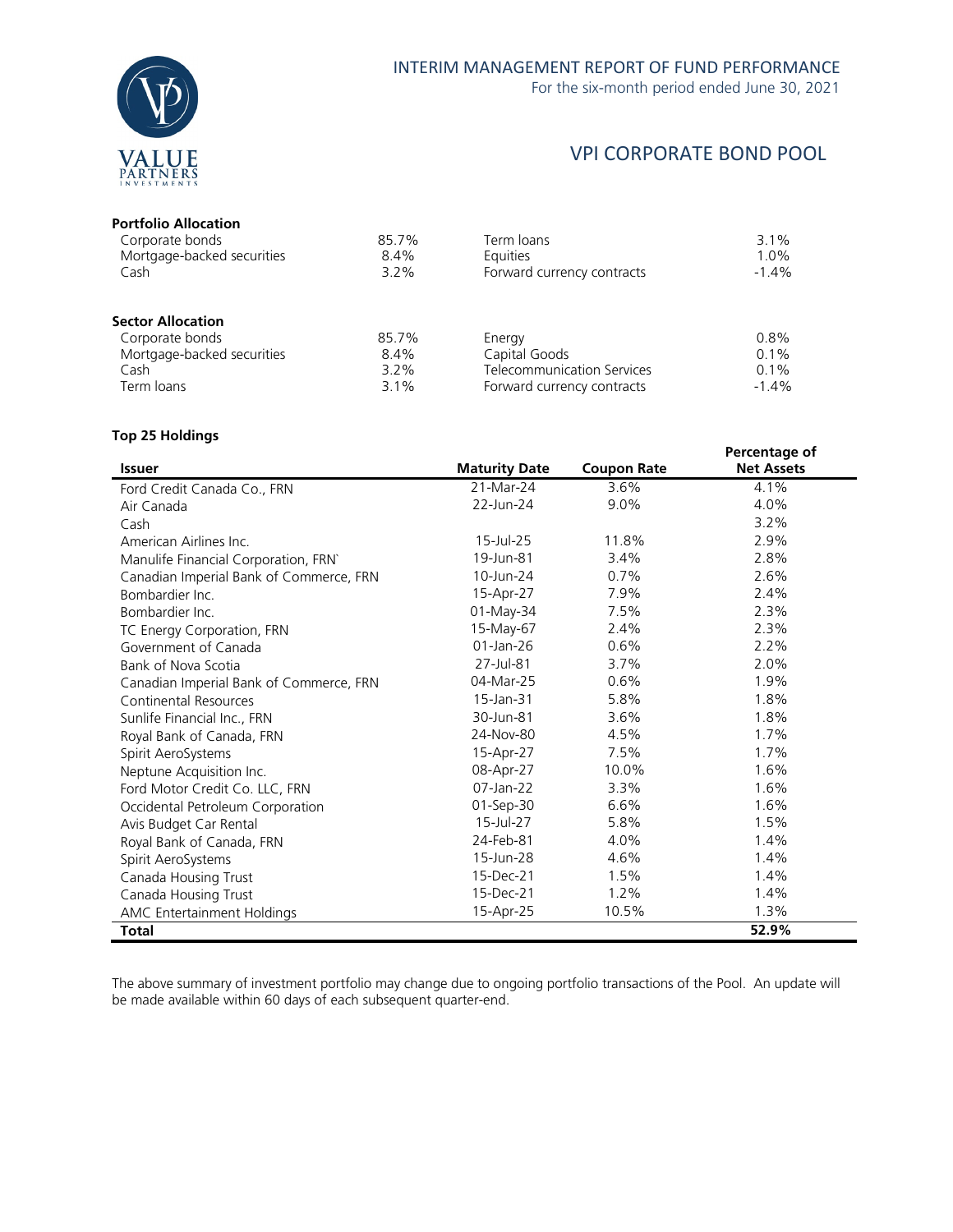# VPI CORPORATE BOND POOL

**Portfolio Allocation**

| | | | |
|---|---|---|---|
| Corporate bonds | 85.7% | Term loans | 3.1% |
| Mortgage-backed securities | 8.4% | Equities | 1.0% |
| Cash | 3.2% | Forward currency contracts | -1.4% |

**Sector Allocation**

| | | | |
|---|---|---|---|
| Corporate bonds | 85.7% | Energy | 0.8% |
| Mortgage-backed securities | 8.4% | Capital Goods | 0.1% |
| Cash | 3.2% | Telecommunication Services | 0.1% |
| Term loans | 3.1% | Forward currency contracts | -1.4% |

**Top 25 Holdings**

| Issuer | Maturity Date | Coupon Rate | Percentage of Net Assets |
|---|---|---|---|
| Ford Credit Canada Co., FRN | 21-Mar-24 | 3.6% | 4.1% |
| Air Canada | 22-Jun-24 | 9.0% | 4.0% |
| Cash | | | 3.2% |
| American Airlines Inc. | 15-Jul-25 | 11.8% | 2.9% |
| Manulife Financial Corporation, FRN` | 19-Jun-81 | 3.4% | 2.8% |
| Canadian Imperial Bank of Commerce, FRN | 10-Jun-24 | 0.7% | 2.6% |
| Bombardier Inc. | 15-Apr-27 | 7.9% | 2.4% |
| Bombardier Inc. | 01-May-34 | 7.5% | 2.3% |
| TC Energy Corporation, FRN | 15-May-67 | 2.4% | 2.3% |
| Government of Canada | 01-Jan-26 | 0.6% | 2.2% |
| Bank of Nova Scotia | 27-Jul-81 | 3.7% | 2.0% |
| Canadian Imperial Bank of Commerce, FRN | 04-Mar-25 | 0.6% | 1.9% |
| Continental Resources | 15-Jan-31 | 5.8% | 1.8% |
| Sunlife Financial Inc., FRN | 30-Jun-81 | 3.6% | 1.8% |
| Royal Bank of Canada, FRN | 24-Nov-80 | 4.5% | 1.7% |
| Spirit AeroSystems | 15-Apr-27 | 7.5% | 1.7% |
| Neptune Acquisition Inc. | 08-Apr-27 | 10.0% | 1.6% |
| Ford Motor Credit Co. LLC, FRN | 07-Jan-22 | 3.3% | 1.6% |
| Occidental Petroleum Corporation | 01-Sep-30 | 6.6% | 1.6% |
| Avis Budget Car Rental | 15-Jul-27 | 5.8% | 1.5% |
| Royal Bank of Canada, FRN | 24-Feb-81 | 4.0% | 1.4% |
| Spirit AeroSystems | 15-Jun-28 | 4.6% | 1.4% |
| Canada Housing Trust | 15-Dec-21 | 1.5% | 1.4% |
| Canada Housing Trust | 15-Dec-21 | 1.2% | 1.4% |
| AMC Entertainment Holdings | 15-Apr-25 | 10.5% | 1.3% |
| **Total** | | | **52.9%** |

The above summary of investment portfolio may change due to ongoing portfolio transactions of the Pool. An update will be made available within 60 days of each subsequent quarter-end.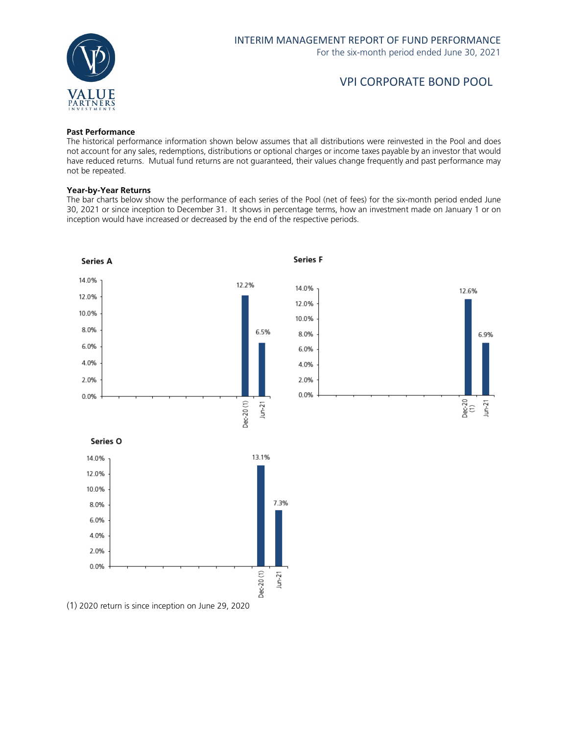## Past Performance

The historical performance information shown below assumes that all distributions were reinvested in the Pool and does not account for any sales, redemptions, distributions or optional charges or income taxes payable by an investor that would have reduced returns. Mutual fund returns are not guaranteed, their values change frequently and past performance may not be repeated.

## Year-by-Year Returns

The bar charts below show the performance of each series of the Pool (net of fees) for the six-month period ended June 30, 2021 or since inception to December 31. It shows in percentage terms, how an investment made on January 1 or on inception would have increased or decreased by the end of the respective periods.

**Series A**

| Period | Return |
|---|---|
| Dec-20 (1) | 12.2% |
| Jun-21 | 6.5% |

**Series F**

| Period | Return |
|---|---|
| Dec-20 (1) | 12.6% |
| Jun-21 | 6.9% |

**Series O**

| Period | Return |
|---|---|
| Dec-20 (1) | 13.1% |
| Jun-21 | 7.3% |

(1) 2020 return is since inception on June 29, 2020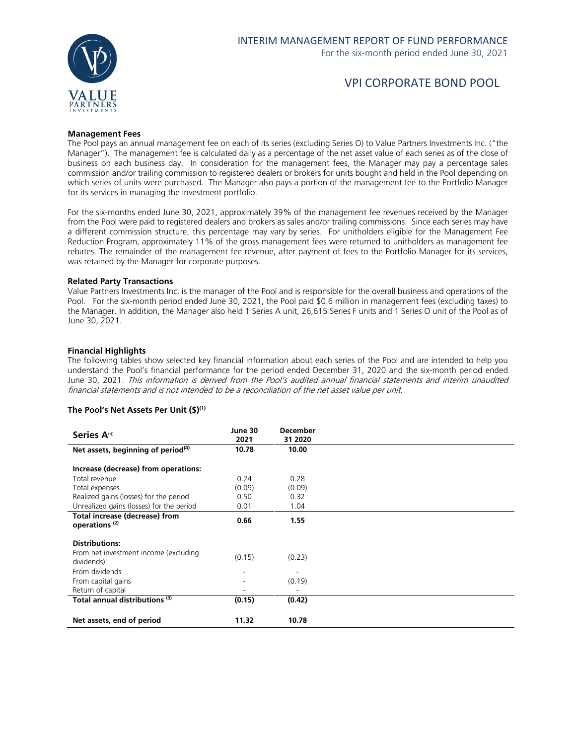### Management Fees

The Pool pays an annual management fee on each of its series (excluding Series O) to Value Partners Investments Inc. ("the Manager"). The management fee is calculated daily as a percentage of the net asset value of each series as of the close of business on each business day. In consideration for the management fees, the Manager may pay a percentage sales commission and/or trailing commission to registered dealers or brokers for units bought and held in the Pool depending on which series of units were purchased. The Manager also pays a portion of the management fee to the Portfolio Manager for its services in managing the investment portfolio.

For the six-months ended June 30, 2021, approximately 39% of the management fee revenues received by the Manager from the Pool were paid to registered dealers and brokers as sales and/or trailing commissions. Since each series may have a different commission structure, this percentage may vary by series. For unitholders eligible for the Management Fee Reduction Program, approximately 11% of the gross management fees were returned to unitholders as management fee rebates. The remainder of the management fee revenue, after payment of fees to the Portfolio Manager for its services, was retained by the Manager for corporate purposes.

### Related Party Transactions

Value Partners Investments Inc. is the manager of the Pool and is responsible for the overall business and operations of the Pool. For the six-month period ended June 30, 2021, the Pool paid $0.6 million in management fees (excluding taxes) to the Manager. In addition, the Manager also held 1 Series A unit, 26,615 Series F units and 1 Series O unit of the Pool as of June 30, 2021.

### Financial Highlights

The following tables show selected key financial information about each series of the Pool and are intended to help you understand the Pool's financial performance for the period ended December 31, 2020 and the six-month period ended June 30, 2021. *This information is derived from the Pool's audited annual financial statements and interim unaudited financial statements and is not intended to be a reconciliation of the net asset value per unit.*

#### The Pool's Net Assets Per Unit ($)[1]

| **Series A**[4] | June 30 2021 | December 31 2020 |
|---|---|---|
| **Net assets, beginning of period[4]** | **10.78** | **10.00** |
| **Increase (decrease) from operations:** | | |
| Total revenue | 0.24 | 0.28 |
| Total expenses | (0.09) | (0.09) |
| Realized gains (losses) for the period | 0.50 | 0.32 |
| Unrealized gains (losses) for the period | 0.01 | 1.04 |
| **Total increase (decrease) from operations [2]** | **0.66** | **1.55** |
| **Distributions:** | | |
| From net investment income (excluding dividends) | (0.15) | (0.23) |
| From dividends | - | - |
| From capital gains | - | (0.19) |
| Return of capital | - | - |
| **Total annual distributions [3]** | **(0.15)** | **(0.42)** |
| **Net assets, end of period** | **11.32** | **10.78** |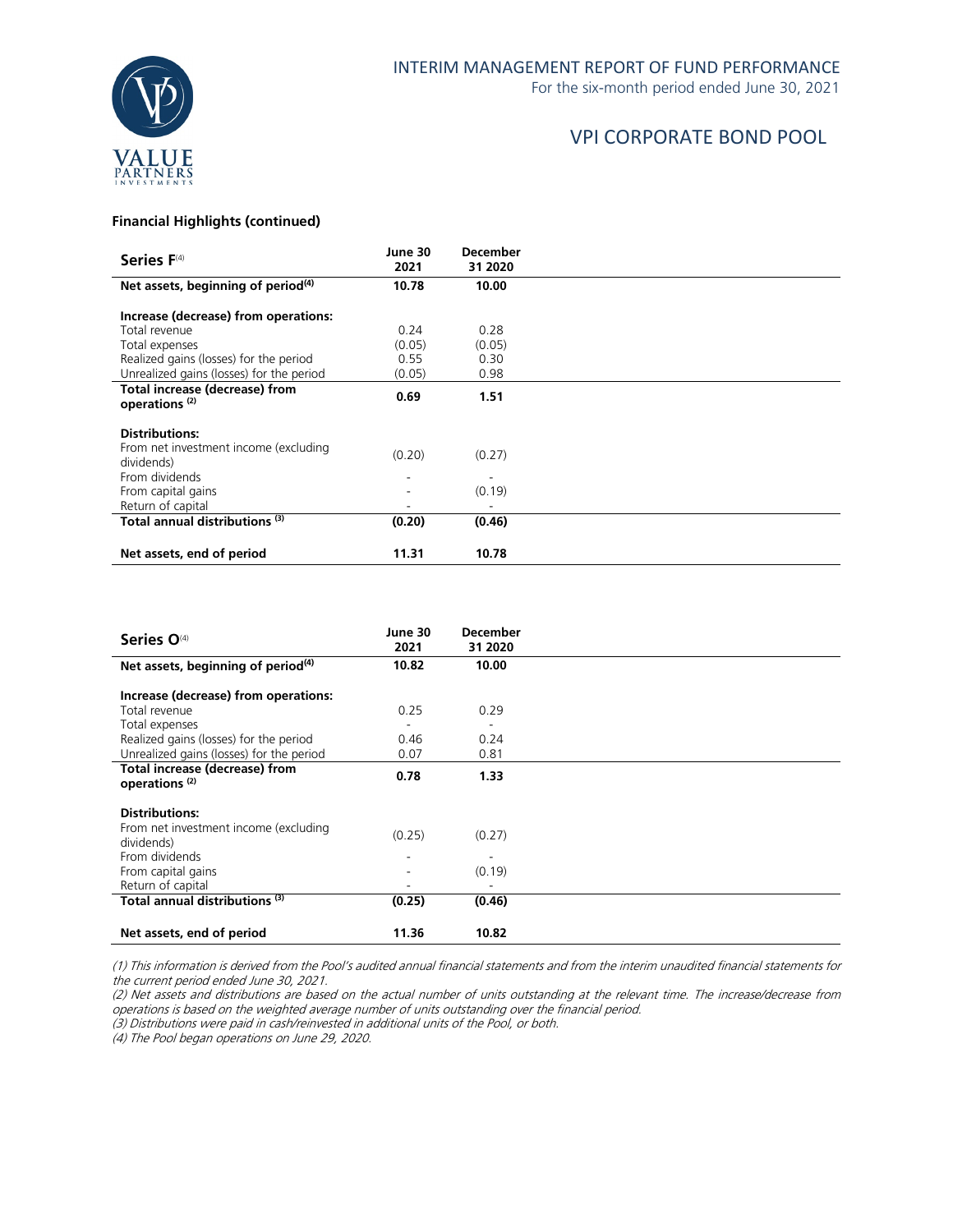### Financial Highlights (continued)

| Series F[4] | June 30 2021 | December 31 2020 |
|---|---|---|
| **Net assets, beginning of period[4]** | **10.78** | **10.00** |
| **Increase (decrease) from operations:** | | |
| Total revenue | 0.24 | 0.28 |
| Total expenses | (0.05) | (0.05) |
| Realized gains (losses) for the period | 0.55 | 0.30 |
| Unrealized gains (losses) for the period | (0.05) | 0.98 |
| **Total increase (decrease) from operations [2]** | **0.69** | **1.51** |
| **Distributions:** | | |
| From net investment income (excluding dividends) | (0.20) | (0.27) |
| From dividends | - | - |
| From capital gains | - | (0.19) |
| Return of capital | - | - |
| **Total annual distributions [3]** | **(0.20)** | **(0.46)** |
| **Net assets, end of period** | **11.31** | **10.78** |

| Series O[4] | June 30 2021 | December 31 2020 |
|---|---|---|
| **Net assets, beginning of period[4]** | **10.82** | **10.00** |
| **Increase (decrease) from operations:** | | |
| Total revenue | 0.25 | 0.29 |
| Total expenses | - | - |
| Realized gains (losses) for the period | 0.46 | 0.24 |
| Unrealized gains (losses) for the period | 0.07 | 0.81 |
| **Total increase (decrease) from operations [2]** | **0.78** | **1.33** |
| **Distributions:** | | |
| From net investment income (excluding dividends) | (0.25) | (0.27) |
| From dividends | - | - |
| From capital gains | - | (0.19) |
| Return of capital | - | - |
| **Total annual distributions [3]** | **(0.25)** | **(0.46)** |
| **Net assets, end of period** | **11.36** | **10.82** |

*(1) This information is derived from the Pool's audited annual financial statements and from the interim unaudited financial statements for the current period ended June 30, 2021.*

*(2) Net assets and distributions are based on the actual number of units outstanding at the relevant time. The increase/decrease from operations is based on the weighted average number of units outstanding over the financial period.*

*(3) Distributions were paid in cash/reinvested in additional units of the Pool, or both.*

*(4) The Pool began operations on June 29, 2020.*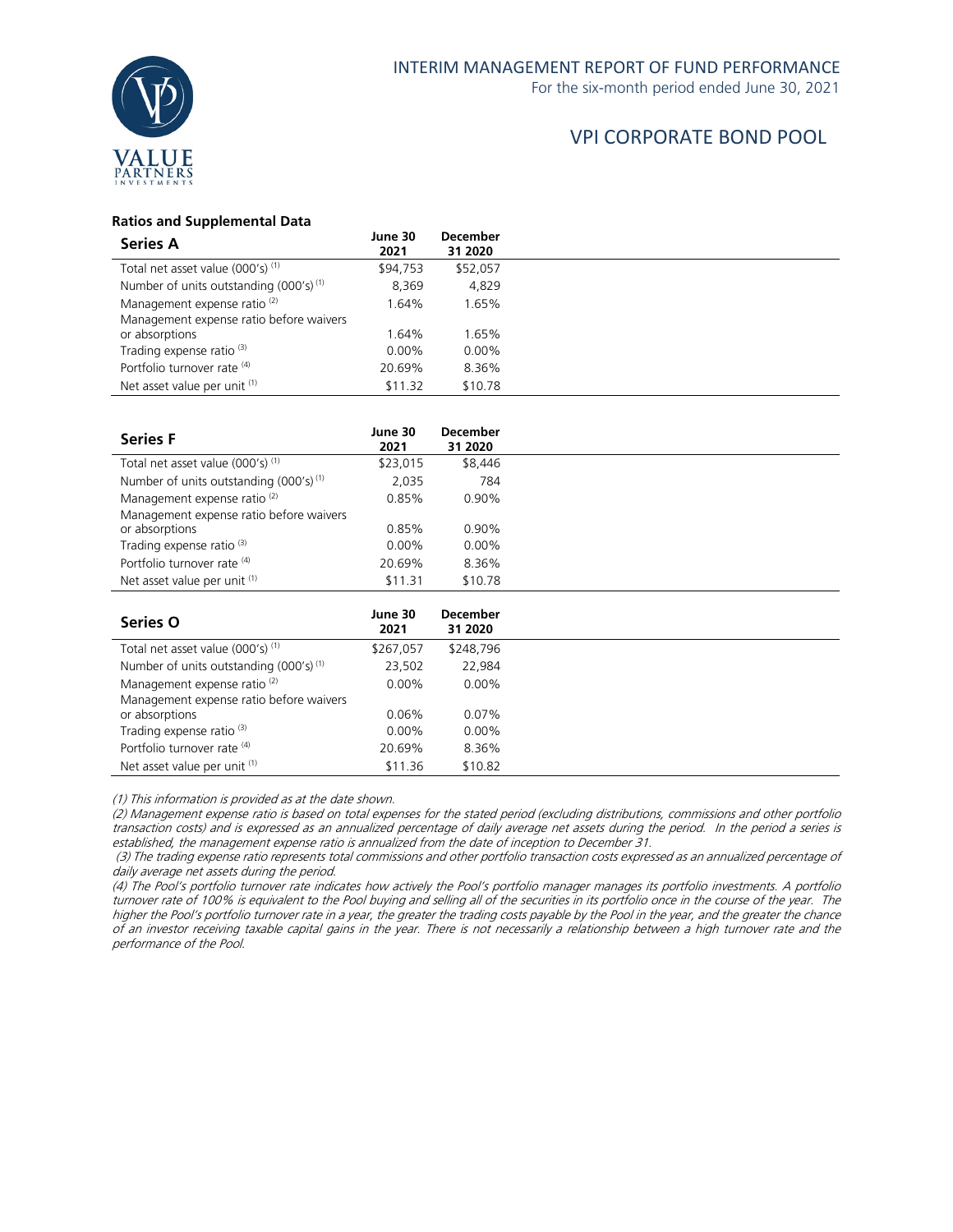### Ratios and Supplemental Data

| Series A | June 30 2021 | December 31 2020 |
|---|---|---|
| Total net asset value (000's) (1) | $94,753 | $52,057 |
| Number of units outstanding (000's) (1) | 8,369 | 4,829 |
| Management expense ratio (2) | 1.64% | 1.65% |
| Management expense ratio before waivers or absorptions | 1.64% | 1.65% |
| Trading expense ratio (3) | 0.00% | 0.00% |
| Portfolio turnover rate (4) | 20.69% | 8.36% |
| Net asset value per unit (1) | $11.32 | $10.78 |

| Series F | June 30 2021 | December 31 2020 |
|---|---|---|
| Total net asset value (000's) (1) | $23,015 | $8,446 |
| Number of units outstanding (000's) (1) | 2,035 | 784 |
| Management expense ratio (2) | 0.85% | 0.90% |
| Management expense ratio before waivers or absorptions | 0.85% | 0.90% |
| Trading expense ratio (3) | 0.00% | 0.00% |
| Portfolio turnover rate (4) | 20.69% | 8.36% |
| Net asset value per unit (1) | $11.31 | $10.78 |

| Series O | June 30 2021 | December 31 2020 |
|---|---|---|
| Total net asset value (000's) (1) | $267,057 | $248,796 |
| Number of units outstanding (000's) (1) | 23,502 | 22,984 |
| Management expense ratio (2) | 0.00% | 0.00% |
| Management expense ratio before waivers or absorptions | 0.06% | 0.07% |
| Trading expense ratio (3) | 0.00% | 0.00% |
| Portfolio turnover rate (4) | 20.69% | 8.36% |
| Net asset value per unit (1) | $11.36 | $10.82 |

*(1) This information is provided as at the date shown.*

*(2) Management expense ratio is based on total expenses for the stated period (excluding distributions, commissions and other portfolio transaction costs) and is expressed as an annualized percentage of daily average net assets during the period. In the period a series is established, the management expense ratio is annualized from the date of inception to December 31.*

*(3) The trading expense ratio represents total commissions and other portfolio transaction costs expressed as an annualized percentage of daily average net assets during the period.*

*(4) The Pool's portfolio turnover rate indicates how actively the Pool's portfolio manager manages its portfolio investments. A portfolio turnover rate of 100% is equivalent to the Pool buying and selling all of the securities in its portfolio once in the course of the year. The higher the Pool's portfolio turnover rate in a year, the greater the trading costs payable by the Pool in the year, and the greater the chance of an investor receiving taxable capital gains in the year. There is not necessarily a relationship between a high turnover rate and the performance of the Pool.*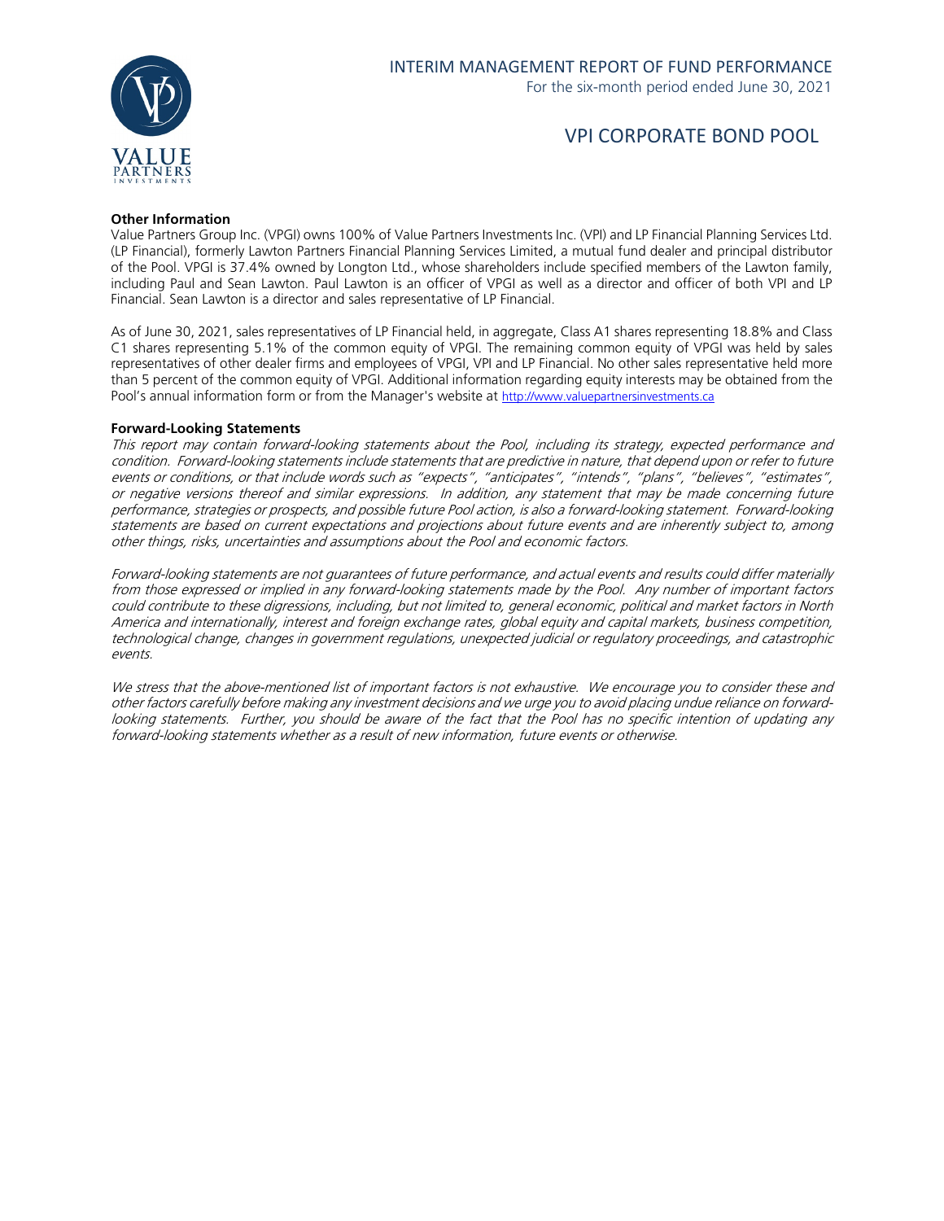**Other Information**

Value Partners Group Inc. (VPGI) owns 100% of Value Partners Investments Inc. (VPI) and LP Financial Planning Services Ltd. (LP Financial), formerly Lawton Partners Financial Planning Services Limited, a mutual fund dealer and principal distributor of the Pool. VPGI is 37.4% owned by Longton Ltd., whose shareholders include specified members of the Lawton family, including Paul and Sean Lawton. Paul Lawton is an officer of VPGI as well as a director and officer of both VPI and LP Financial. Sean Lawton is a director and sales representative of LP Financial.

As of June 30, 2021, sales representatives of LP Financial held, in aggregate, Class A1 shares representing 18.8% and Class C1 shares representing 5.1% of the common equity of VPGI. The remaining common equity of VPGI was held by sales representatives of other dealer firms and employees of VPGI, VPI and LP Financial. No other sales representative held more than 5 percent of the common equity of VPGI. Additional information regarding equity interests may be obtained from the Pool's annual information form or from the Manager's website at http://www.valuepartnersinvestments.ca

**Forward-Looking Statements**

*This report may contain forward-looking statements about the Pool, including its strategy, expected performance and condition. Forward-looking statements include statements that are predictive in nature, that depend upon or refer to future events or conditions, or that include words such as "expects", "anticipates", "intends", "plans", "believes", "estimates", or negative versions thereof and similar expressions. In addition, any statement that may be made concerning future performance, strategies or prospects, and possible future Pool action, is also a forward-looking statement. Forward-looking statements are based on current expectations and projections about future events and are inherently subject to, among other things, risks, uncertainties and assumptions about the Pool and economic factors.*

*Forward-looking statements are not guarantees of future performance, and actual events and results could differ materially from those expressed or implied in any forward-looking statements made by the Pool. Any number of important factors could contribute to these digressions, including, but not limited to, general economic, political and market factors in North America and internationally, interest and foreign exchange rates, global equity and capital markets, business competition, technological change, changes in government regulations, unexpected judicial or regulatory proceedings, and catastrophic events.*

*We stress that the above-mentioned list of important factors is not exhaustive. We encourage you to consider these and other factors carefully before making any investment decisions and we urge you to avoid placing undue reliance on forward-looking statements. Further, you should be aware of the fact that the Pool has no specific intention of updating any forward-looking statements whether as a result of new information, future events or otherwise.*